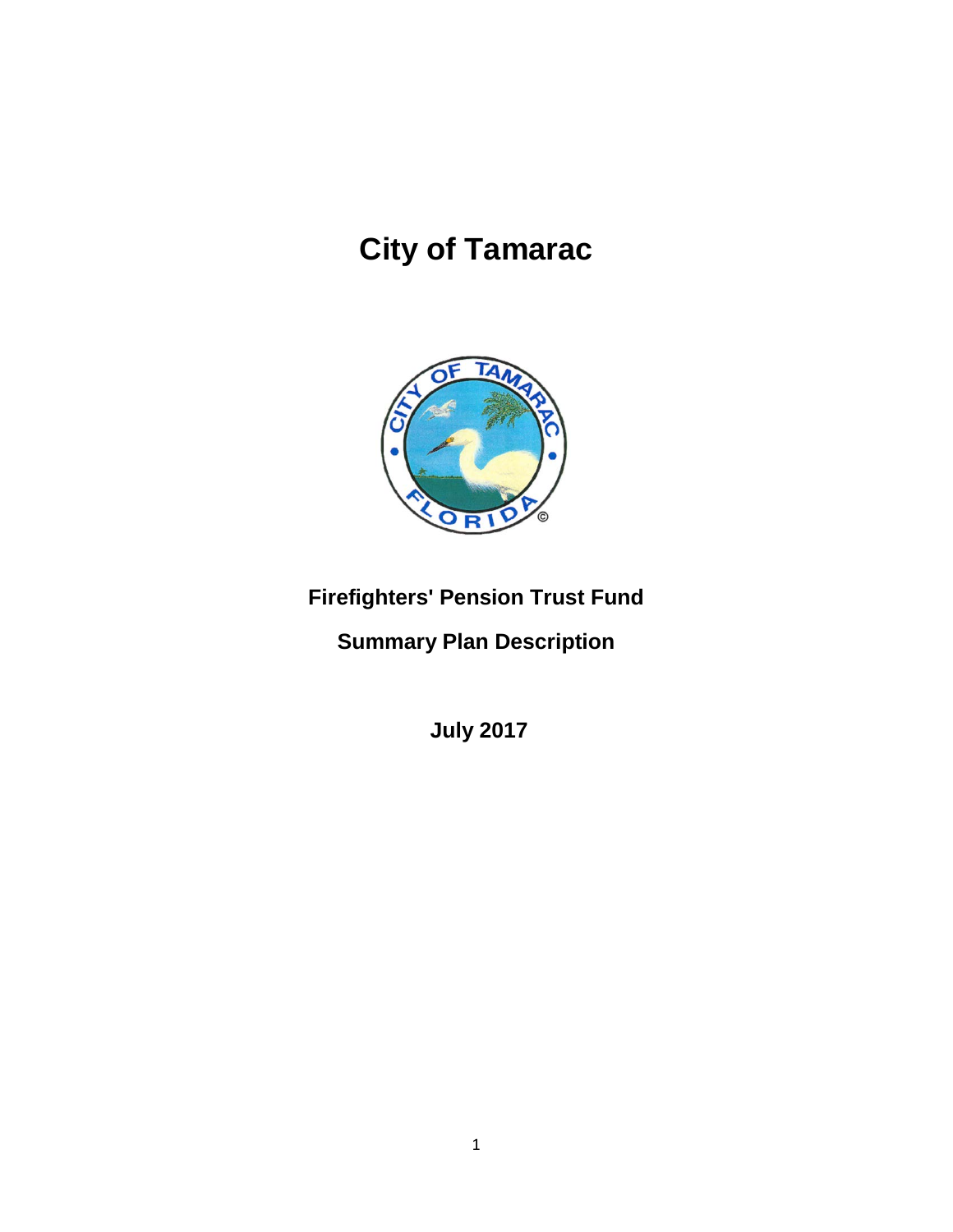# City of Tamarac

## Firefighters' Pension Trust Fund

## Summary Plan Description

**July 2017**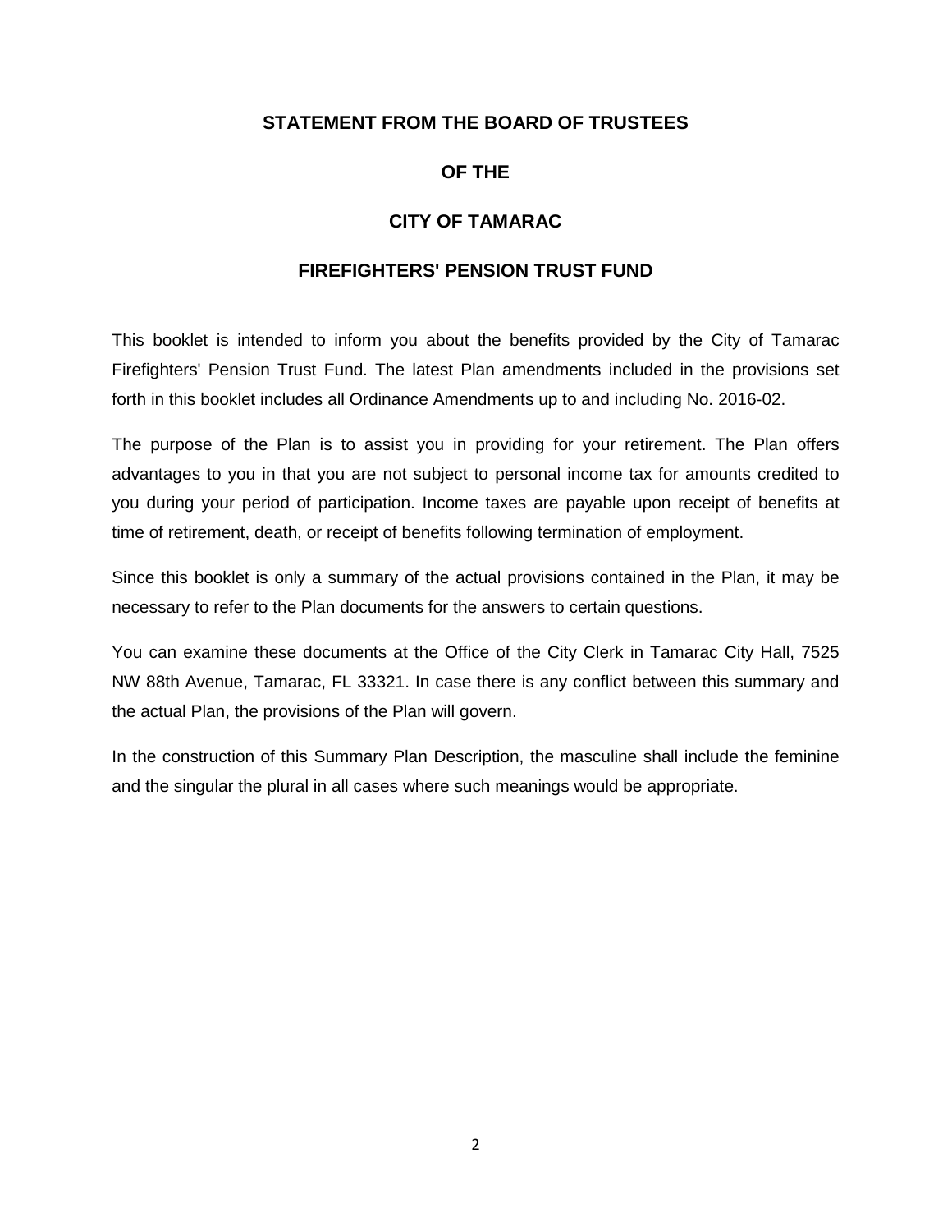# STATEMENT FROM THE BOARD OF TRUSTEES

# OF THE

# CITY OF TAMARAC

# FIREFIGHTERS' PENSION TRUST FUND

This booklet is intended to inform you about the benefits provided by the City of Tamarac Firefighters' Pension Trust Fund. The latest Plan amendments included in the provisions set forth in this booklet includes all Ordinance Amendments up to and including No. 2016-02.

The purpose of the Plan is to assist you in providing for your retirement. The Plan offers advantages to you in that you are not subject to personal income tax for amounts credited to you during your period of participation. Income taxes are payable upon receipt of benefits at time of retirement, death, or receipt of benefits following termination of employment.

Since this booklet is only a summary of the actual provisions contained in the Plan, it may be necessary to refer to the Plan documents for the answers to certain questions.

You can examine these documents at the Office of the City Clerk in Tamarac City Hall, 7525 NW 88th Avenue, Tamarac, FL 33321. In case there is any conflict between this summary and the actual Plan, the provisions of the Plan will govern.

In the construction of this Summary Plan Description, the masculine shall include the feminine and the singular the plural in all cases where such meanings would be appropriate.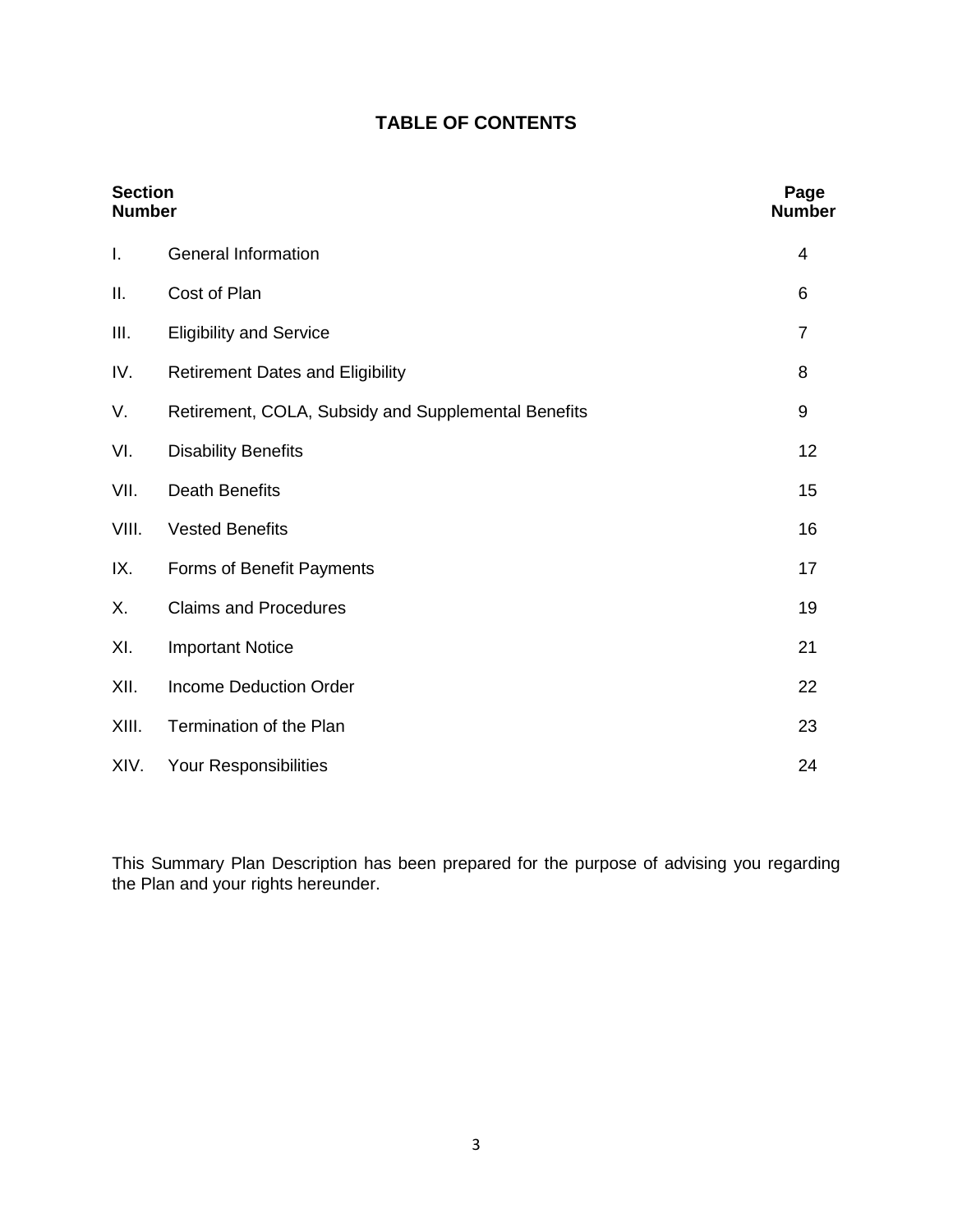# TABLE OF CONTENTS

| Section Number | | Page Number |
|---|---|---|
| I. | General Information | 4 |
| II. | Cost of Plan | 6 |
| III. | Eligibility and Service | 7 |
| IV. | Retirement Dates and Eligibility | 8 |
| V. | Retirement, COLA, Subsidy and Supplemental Benefits | 9 |
| VI. | Disability Benefits | 12 |
| VII. | Death Benefits | 15 |
| VIII. | Vested Benefits | 16 |
| IX. | Forms of Benefit Payments | 17 |
| X. | Claims and Procedures | 19 |
| XI. | Important Notice | 21 |
| XII. | Income Deduction Order | 22 |
| XIII. | Termination of the Plan | 23 |
| XIV. | Your Responsibilities | 24 |

This Summary Plan Description has been prepared for the purpose of advising you regarding the Plan and your rights hereunder.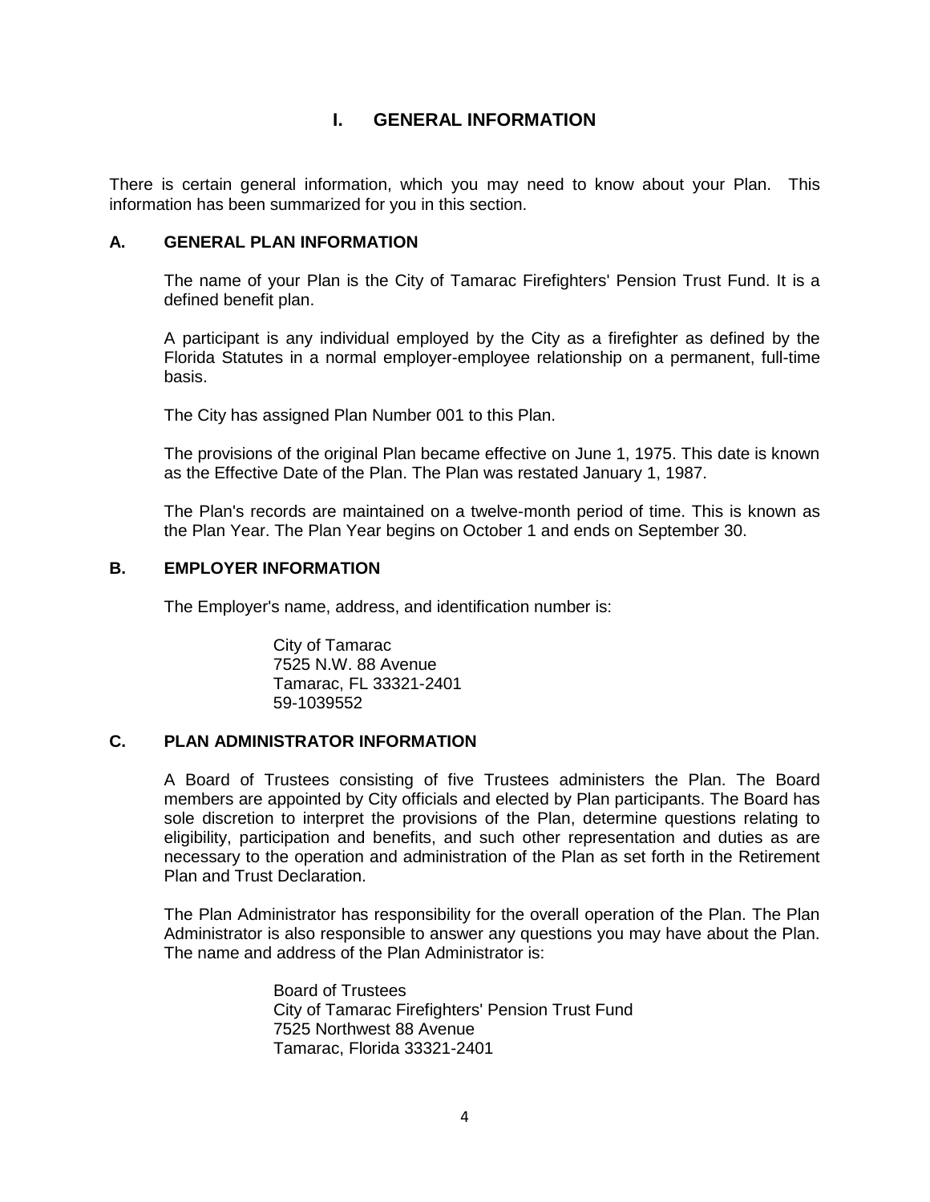# I. GENERAL INFORMATION

There is certain general information, which you may need to know about your Plan. This information has been summarized for you in this section.

## A. GENERAL PLAN INFORMATION

The name of your Plan is the City of Tamarac Firefighters' Pension Trust Fund. It is a defined benefit plan.

A participant is any individual employed by the City as a firefighter as defined by the Florida Statutes in a normal employer-employee relationship on a permanent, full-time basis.

The City has assigned Plan Number 001 to this Plan.

The provisions of the original Plan became effective on June 1, 1975. This date is known as the Effective Date of the Plan. The Plan was restated January 1, 1987.

The Plan's records are maintained on a twelve-month period of time. This is known as the Plan Year. The Plan Year begins on October 1 and ends on September 30.

## B. EMPLOYER INFORMATION

The Employer's name, address, and identification number is:

City of Tamarac  
7525 N.W. 88 Avenue  
Tamarac, FL 33321-2401  
59-1039552

## C. PLAN ADMINISTRATOR INFORMATION

A Board of Trustees consisting of five Trustees administers the Plan. The Board members are appointed by City officials and elected by Plan participants. The Board has sole discretion to interpret the provisions of the Plan, determine questions relating to eligibility, participation and benefits, and such other representation and duties as are necessary to the operation and administration of the Plan as set forth in the Retirement Plan and Trust Declaration.

The Plan Administrator has responsibility for the overall operation of the Plan. The Plan Administrator is also responsible to answer any questions you may have about the Plan. The name and address of the Plan Administrator is:

Board of Trustees  
City of Tamarac Firefighters' Pension Trust Fund  
7525 Northwest 88 Avenue  
Tamarac, Florida 33321-2401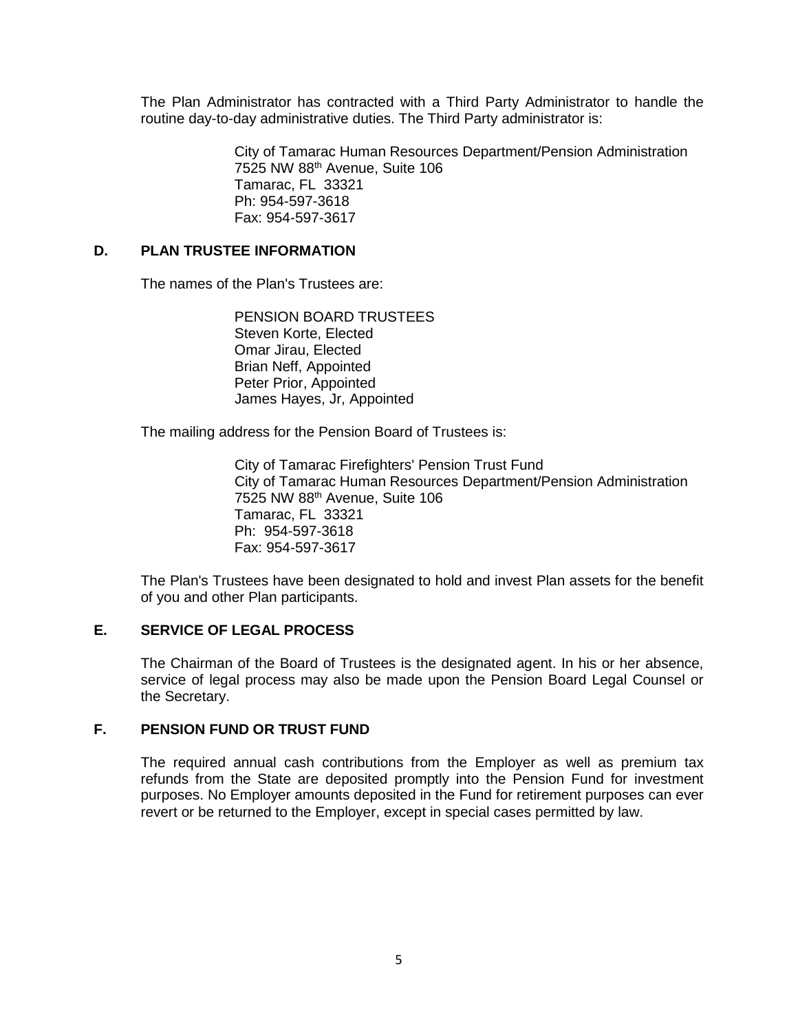The Plan Administrator has contracted with a Third Party Administrator to handle the routine day-to-day administrative duties. The Third Party administrator is:

> City of Tamarac Human Resources Department/Pension Administration
> 7525 NW 88th Avenue, Suite 106
> Tamarac, FL 33321
> Ph: 954-597-3618
> Fax: 954-597-3617

## D. PLAN TRUSTEE INFORMATION

The names of the Plan's Trustees are:

> PENSION BOARD TRUSTEES
> Steven Korte, Elected
> Omar Jirau, Elected
> Brian Neff, Appointed
> Peter Prior, Appointed
> James Hayes, Jr, Appointed

The mailing address for the Pension Board of Trustees is:

> City of Tamarac Firefighters' Pension Trust Fund
> City of Tamarac Human Resources Department/Pension Administration
> 7525 NW 88th Avenue, Suite 106
> Tamarac, FL 33321
> Ph: 954-597-3618
> Fax: 954-597-3617

The Plan's Trustees have been designated to hold and invest Plan assets for the benefit of you and other Plan participants.

## E. SERVICE OF LEGAL PROCESS

The Chairman of the Board of Trustees is the designated agent. In his or her absence, service of legal process may also be made upon the Pension Board Legal Counsel or the Secretary.

## F. PENSION FUND OR TRUST FUND

The required annual cash contributions from the Employer as well as premium tax refunds from the State are deposited promptly into the Pension Fund for investment purposes. No Employer amounts deposited in the Fund for retirement purposes can ever revert or be returned to the Employer, except in special cases permitted by law.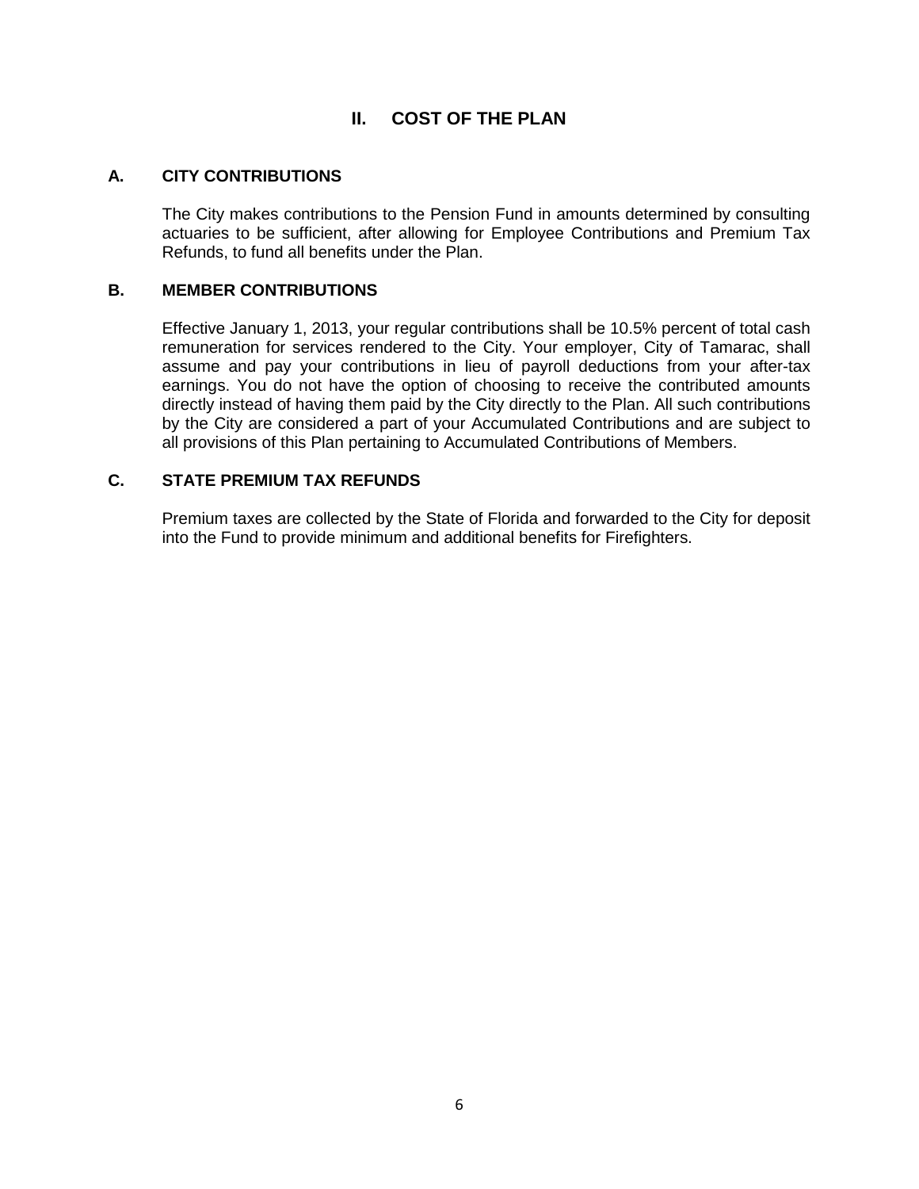# II. COST OF THE PLAN

## A. CITY CONTRIBUTIONS

The City makes contributions to the Pension Fund in amounts determined by consulting actuaries to be sufficient, after allowing for Employee Contributions and Premium Tax Refunds, to fund all benefits under the Plan.

## B. MEMBER CONTRIBUTIONS

Effective January 1, 2013, your regular contributions shall be 10.5% percent of total cash remuneration for services rendered to the City. Your employer, City of Tamarac, shall assume and pay your contributions in lieu of payroll deductions from your after-tax earnings. You do not have the option of choosing to receive the contributed amounts directly instead of having them paid by the City directly to the Plan. All such contributions by the City are considered a part of your Accumulated Contributions and are subject to all provisions of this Plan pertaining to Accumulated Contributions of Members.

## C. STATE PREMIUM TAX REFUNDS

Premium taxes are collected by the State of Florida and forwarded to the City for deposit into the Fund to provide minimum and additional benefits for Firefighters.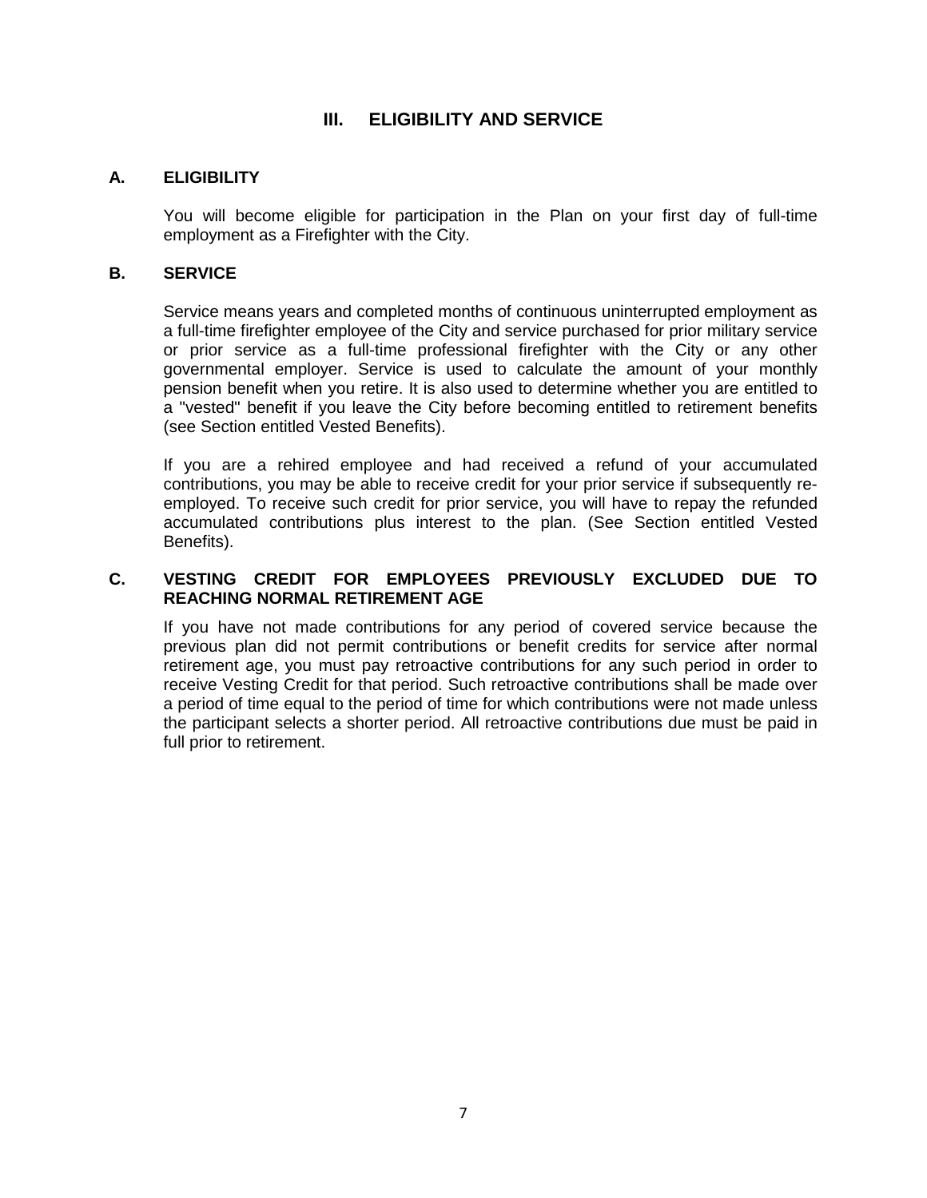# III. ELIGIBILITY AND SERVICE

## A. ELIGIBILITY

You will become eligible for participation in the Plan on your first day of full-time employment as a Firefighter with the City.

## B. SERVICE

Service means years and completed months of continuous uninterrupted employment as a full-time firefighter employee of the City and service purchased for prior military service or prior service as a full-time professional firefighter with the City or any other governmental employer. Service is used to calculate the amount of your monthly pension benefit when you retire. It is also used to determine whether you are entitled to a "vested" benefit if you leave the City before becoming entitled to retirement benefits (see Section entitled Vested Benefits).

If you are a rehired employee and had received a refund of your accumulated contributions, you may be able to receive credit for your prior service if subsequently re-employed. To receive such credit for prior service, you will have to repay the refunded accumulated contributions plus interest to the plan. (See Section entitled Vested Benefits).

## C. VESTING CREDIT FOR EMPLOYEES PREVIOUSLY EXCLUDED DUE TO REACHING NORMAL RETIREMENT AGE

If you have not made contributions for any period of covered service because the previous plan did not permit contributions or benefit credits for service after normal retirement age, you must pay retroactive contributions for any such period in order to receive Vesting Credit for that period. Such retroactive contributions shall be made over a period of time equal to the period of time for which contributions were not made unless the participant selects a shorter period. All retroactive contributions due must be paid in full prior to retirement.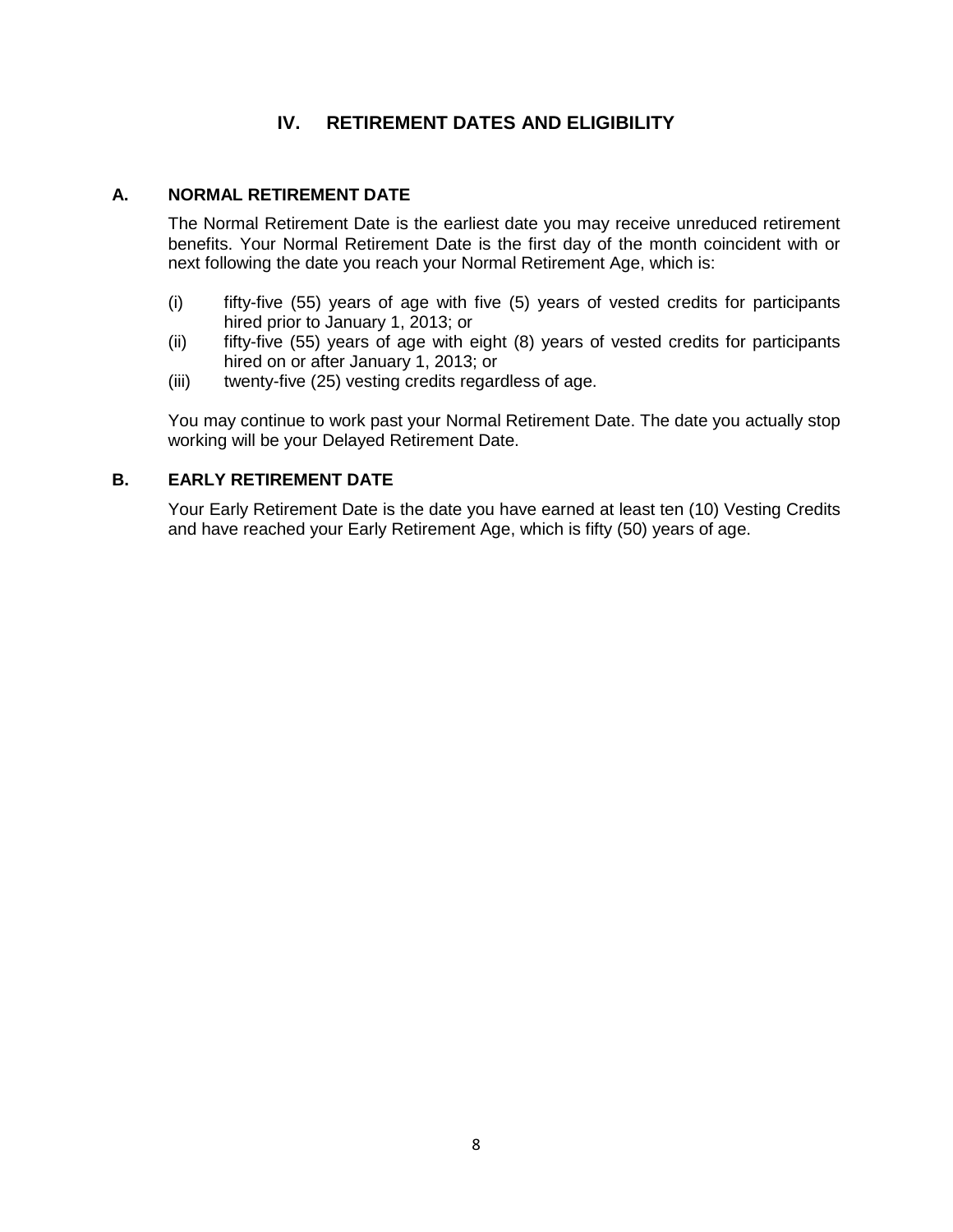# IV. RETIREMENT DATES AND ELIGIBILITY

## A. NORMAL RETIREMENT DATE

The Normal Retirement Date is the earliest date you may receive unreduced retirement benefits. Your Normal Retirement Date is the first day of the month coincident with or next following the date you reach your Normal Retirement Age, which is:

(i) fifty-five (55) years of age with five (5) years of vested credits for participants hired prior to January 1, 2013; or

(ii) fifty-five (55) years of age with eight (8) years of vested credits for participants hired on or after January 1, 2013; or

(iii) twenty-five (25) vesting credits regardless of age.

You may continue to work past your Normal Retirement Date. The date you actually stop working will be your Delayed Retirement Date.

## B. EARLY RETIREMENT DATE

Your Early Retirement Date is the date you have earned at least ten (10) Vesting Credits and have reached your Early Retirement Age, which is fifty (50) years of age.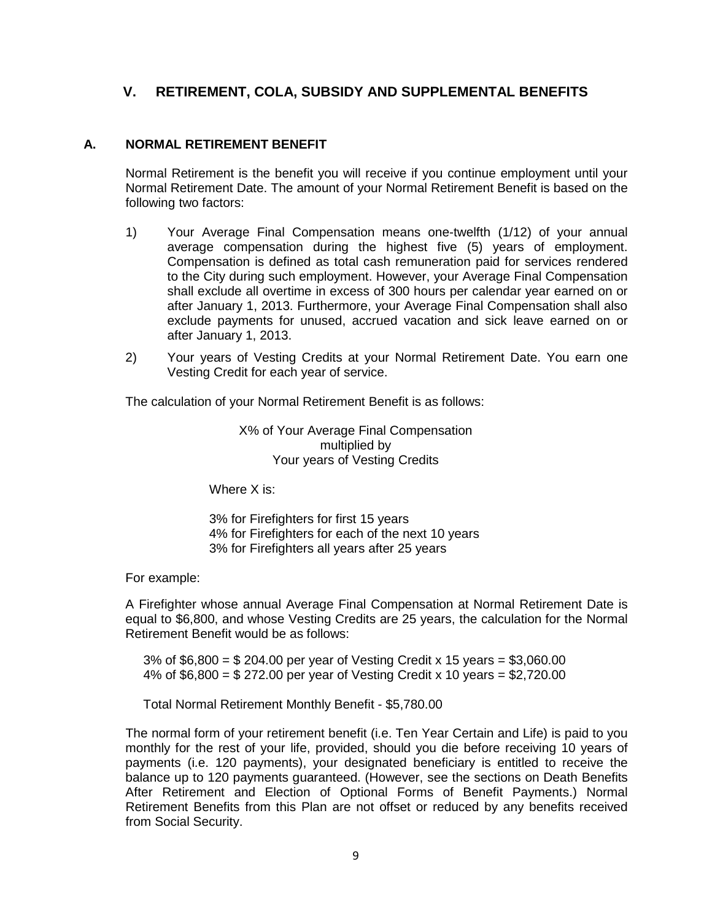## V. RETIREMENT, COLA, SUBSIDY AND SUPPLEMENTAL BENEFITS

### A. NORMAL RETIREMENT BENEFIT

Normal Retirement is the benefit you will receive if you continue employment until your Normal Retirement Date. The amount of your Normal Retirement Benefit is based on the following two factors:

1) Your Average Final Compensation means one-twelfth (1/12) of your annual average compensation during the highest five (5) years of employment. Compensation is defined as total cash remuneration paid for services rendered to the City during such employment. However, your Average Final Compensation shall exclude all overtime in excess of 300 hours per calendar year earned on or after January 1, 2013. Furthermore, your Average Final Compensation shall also exclude payments for unused, accrued vacation and sick leave earned on or after January 1, 2013.

2) Your years of Vesting Credits at your Normal Retirement Date. You earn one Vesting Credit for each year of service.

The calculation of your Normal Retirement Benefit is as follows:

X% of Your Average Final Compensation  
multiplied by  
Your years of Vesting Credits

Where X is:

3% for Firefighters for first 15 years  
4% for Firefighters for each of the next 10 years  
3% for Firefighters all years after 25 years

For example:

A Firefighter whose annual Average Final Compensation at Normal Retirement Date is equal to $6,800, and whose Vesting Credits are 25 years, the calculation for the Normal Retirement Benefit would be as follows:

3% of $6,800 = $ 204.00 per year of Vesting Credit x 15 years = $3,060.00  
4% of $6,800 = $ 272.00 per year of Vesting Credit x 10 years = $2,720.00

Total Normal Retirement Monthly Benefit - $5,780.00

The normal form of your retirement benefit (i.e. Ten Year Certain and Life) is paid to you monthly for the rest of your life, provided, should you die before receiving 10 years of payments (i.e. 120 payments), your designated beneficiary is entitled to receive the balance up to 120 payments guaranteed. (However, see the sections on Death Benefits After Retirement and Election of Optional Forms of Benefit Payments.) Normal Retirement Benefits from this Plan are not offset or reduced by any benefits received from Social Security.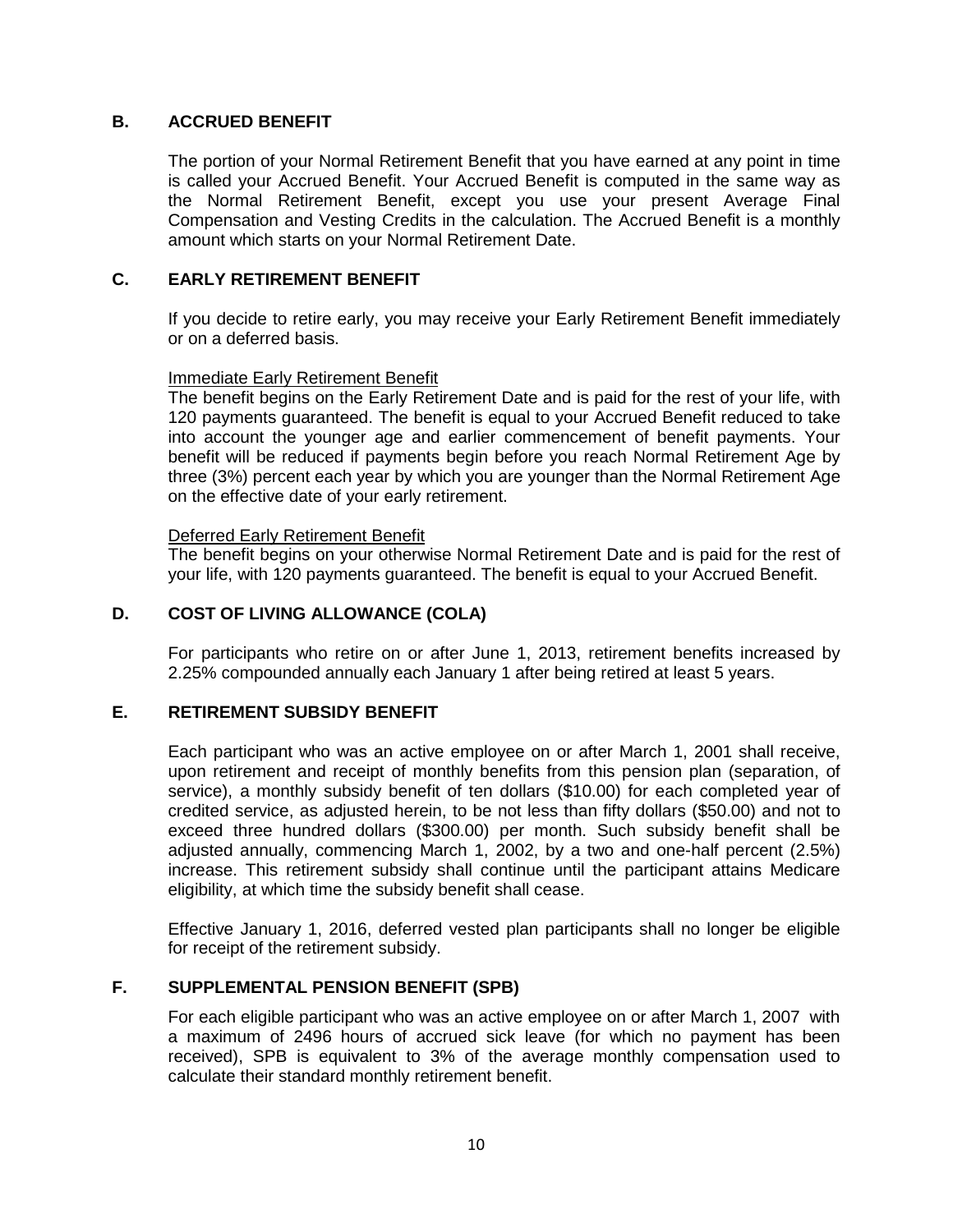## B. ACCRUED BENEFIT

The portion of your Normal Retirement Benefit that you have earned at any point in time is called your Accrued Benefit. Your Accrued Benefit is computed in the same way as the Normal Retirement Benefit, except you use your present Average Final Compensation and Vesting Credits in the calculation. The Accrued Benefit is a monthly amount which starts on your Normal Retirement Date.

## C. EARLY RETIREMENT BENEFIT

If you decide to retire early, you may receive your Early Retirement Benefit immediately or on a deferred basis.

Immediate Early Retirement Benefit

The benefit begins on the Early Retirement Date and is paid for the rest of your life, with 120 payments guaranteed. The benefit is equal to your Accrued Benefit reduced to take into account the younger age and earlier commencement of benefit payments. Your benefit will be reduced if payments begin before you reach Normal Retirement Age by three (3%) percent each year by which you are younger than the Normal Retirement Age on the effective date of your early retirement.

Deferred Early Retirement Benefit

The benefit begins on your otherwise Normal Retirement Date and is paid for the rest of your life, with 120 payments guaranteed. The benefit is equal to your Accrued Benefit.

## D. COST OF LIVING ALLOWANCE (COLA)

For participants who retire on or after June 1, 2013, retirement benefits increased by 2.25% compounded annually each January 1 after being retired at least 5 years.

## E. RETIREMENT SUBSIDY BENEFIT

Each participant who was an active employee on or after March 1, 2001 shall receive, upon retirement and receipt of monthly benefits from this pension plan (separation, of service), a monthly subsidy benefit of ten dollars ($10.00) for each completed year of credited service, as adjusted herein, to be not less than fifty dollars ($50.00) and not to exceed three hundred dollars ($300.00) per month. Such subsidy benefit shall be adjusted annually, commencing March 1, 2002, by a two and one-half percent (2.5%) increase. This retirement subsidy shall continue until the participant attains Medicare eligibility, at which time the subsidy benefit shall cease.

Effective January 1, 2016, deferred vested plan participants shall no longer be eligible for receipt of the retirement subsidy.

## F. SUPPLEMENTAL PENSION BENEFIT (SPB)

For each eligible participant who was an active employee on or after March 1, 2007 with a maximum of 2496 hours of accrued sick leave (for which no payment has been received), SPB is equivalent to 3% of the average monthly compensation used to calculate their standard monthly retirement benefit.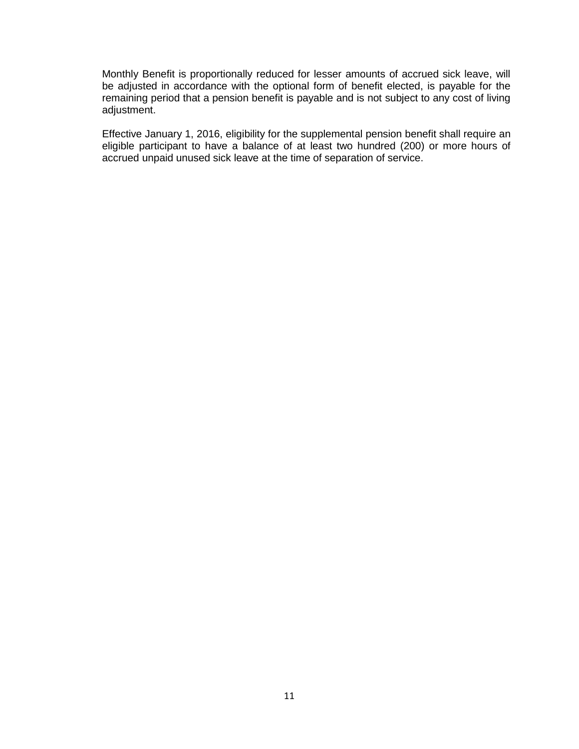Monthly Benefit is proportionally reduced for lesser amounts of accrued sick leave, will be adjusted in accordance with the optional form of benefit elected, is payable for the remaining period that a pension benefit is payable and is not subject to any cost of living adjustment.

Effective January 1, 2016, eligibility for the supplemental pension benefit shall require an eligible participant to have a balance of at least two hundred (200) or more hours of accrued unpaid unused sick leave at the time of separation of service.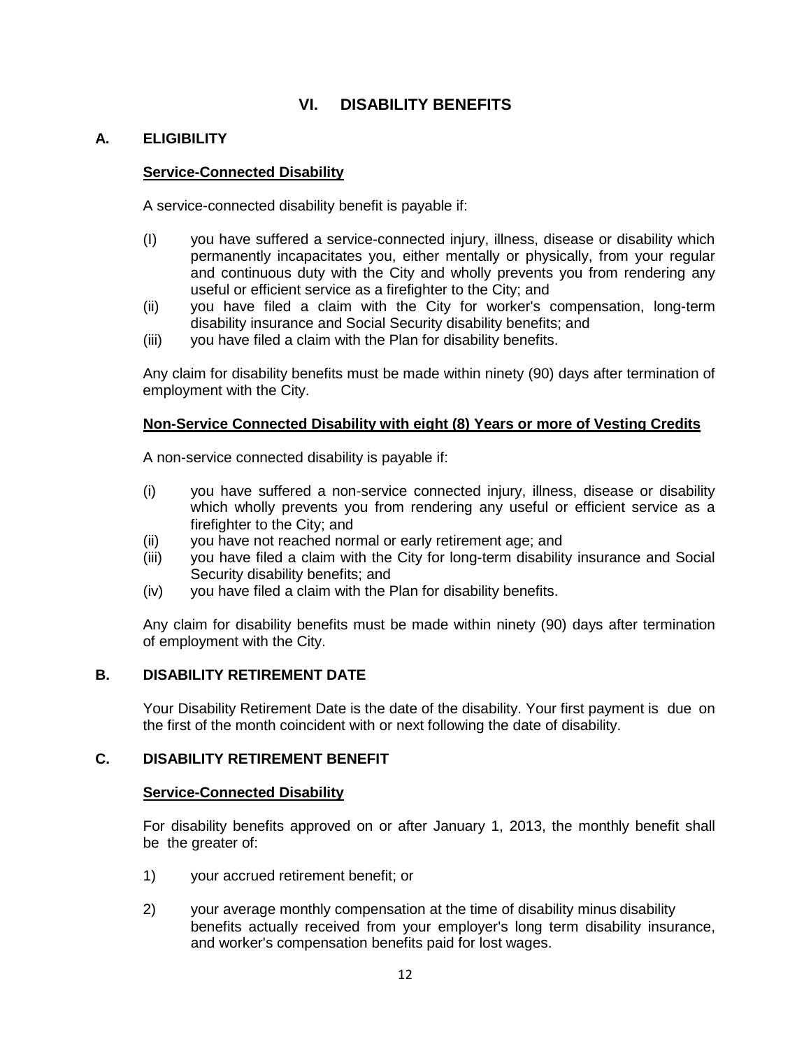# VI. DISABILITY BENEFITS

## A. ELIGIBILITY

**Service-Connected Disability**

A service-connected disability benefit is payable if:

(I) you have suffered a service-connected injury, illness, disease or disability which permanently incapacitates you, either mentally or physically, from your regular and continuous duty with the City and wholly prevents you from rendering any useful or efficient service as a firefighter to the City; and

(ii) you have filed a claim with the City for worker's compensation, long-term disability insurance and Social Security disability benefits; and

(iii) you have filed a claim with the Plan for disability benefits.

Any claim for disability benefits must be made within ninety (90) days after termination of employment with the City.

**Non-Service Connected Disability with eight (8) Years or more of Vesting Credits**

A non-service connected disability is payable if:

(i) you have suffered a non-service connected injury, illness, disease or disability which wholly prevents you from rendering any useful or efficient service as a firefighter to the City; and

(ii) you have not reached normal or early retirement age; and

(iii) you have filed a claim with the City for long-term disability insurance and Social Security disability benefits; and

(iv) you have filed a claim with the Plan for disability benefits.

Any claim for disability benefits must be made within ninety (90) days after termination of employment with the City.

## B. DISABILITY RETIREMENT DATE

Your Disability Retirement Date is the date of the disability. Your first payment is due on the first of the month coincident with or next following the date of disability.

## C. DISABILITY RETIREMENT BENEFIT

**Service-Connected Disability**

For disability benefits approved on or after January 1, 2013, the monthly benefit shall be the greater of:

1) your accrued retirement benefit; or

2) your average monthly compensation at the time of disability minus disability benefits actually received from your employer's long term disability insurance, and worker's compensation benefits paid for lost wages.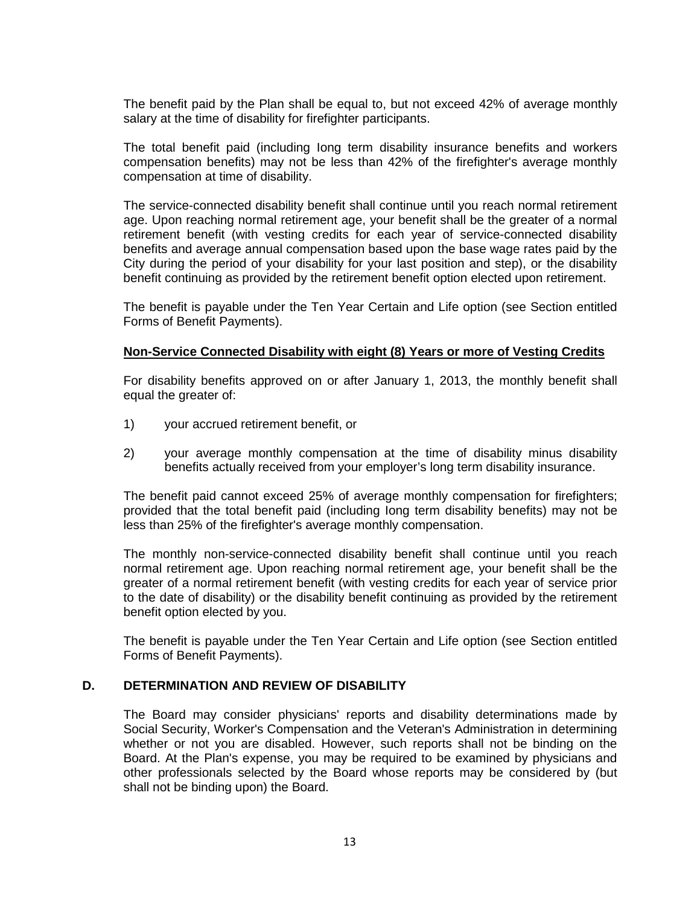The benefit paid by the Plan shall be equal to, but not exceed 42% of average monthly salary at the time of disability for firefighter participants.

The total benefit paid (including Iong term disability insurance benefits and workers compensation benefits) may not be less than 42% of the firefighter's average monthly compensation at time of disability.

The service-connected disability benefit shall continue until you reach normal retirement age. Upon reaching normal retirement age, your benefit shall be the greater of a normal retirement benefit (with vesting credits for each year of service-connected disability benefits and average annual compensation based upon the base wage rates paid by the City during the period of your disability for your last position and step), or the disability benefit continuing as provided by the retirement benefit option elected upon retirement.

The benefit is payable under the Ten Year Certain and Life option (see Section entitled Forms of Benefit Payments).

**<u>Non-Service Connected Disability with eight (8) Years or more of Vesting Credits</u>**

For disability benefits approved on or after January 1, 2013, the monthly benefit shall equal the greater of:

1) your accrued retirement benefit, or

2) your average monthly compensation at the time of disability minus disability benefits actually received from your employer's long term disability insurance.

The benefit paid cannot exceed 25% of average monthly compensation for firefighters; provided that the total benefit paid (including Iong term disability benefits) may not be less than 25% of the firefighter's average monthly compensation.

The monthly non-service-connected disability benefit shall continue until you reach normal retirement age. Upon reaching normal retirement age, your benefit shall be the greater of a normal retirement benefit (with vesting credits for each year of service prior to the date of disability) or the disability benefit continuing as provided by the retirement benefit option elected by you.

The benefit is payable under the Ten Year Certain and Life option (see Section entitled Forms of Benefit Payments).

## D. DETERMINATION AND REVIEW OF DISABILITY

The Board may consider physicians' reports and disability determinations made by Social Security, Worker's Compensation and the Veteran's Administration in determining whether or not you are disabled. However, such reports shall not be binding on the Board. At the Plan's expense, you may be required to be examined by physicians and other professionals selected by the Board whose reports may be considered by (but shall not be binding upon) the Board.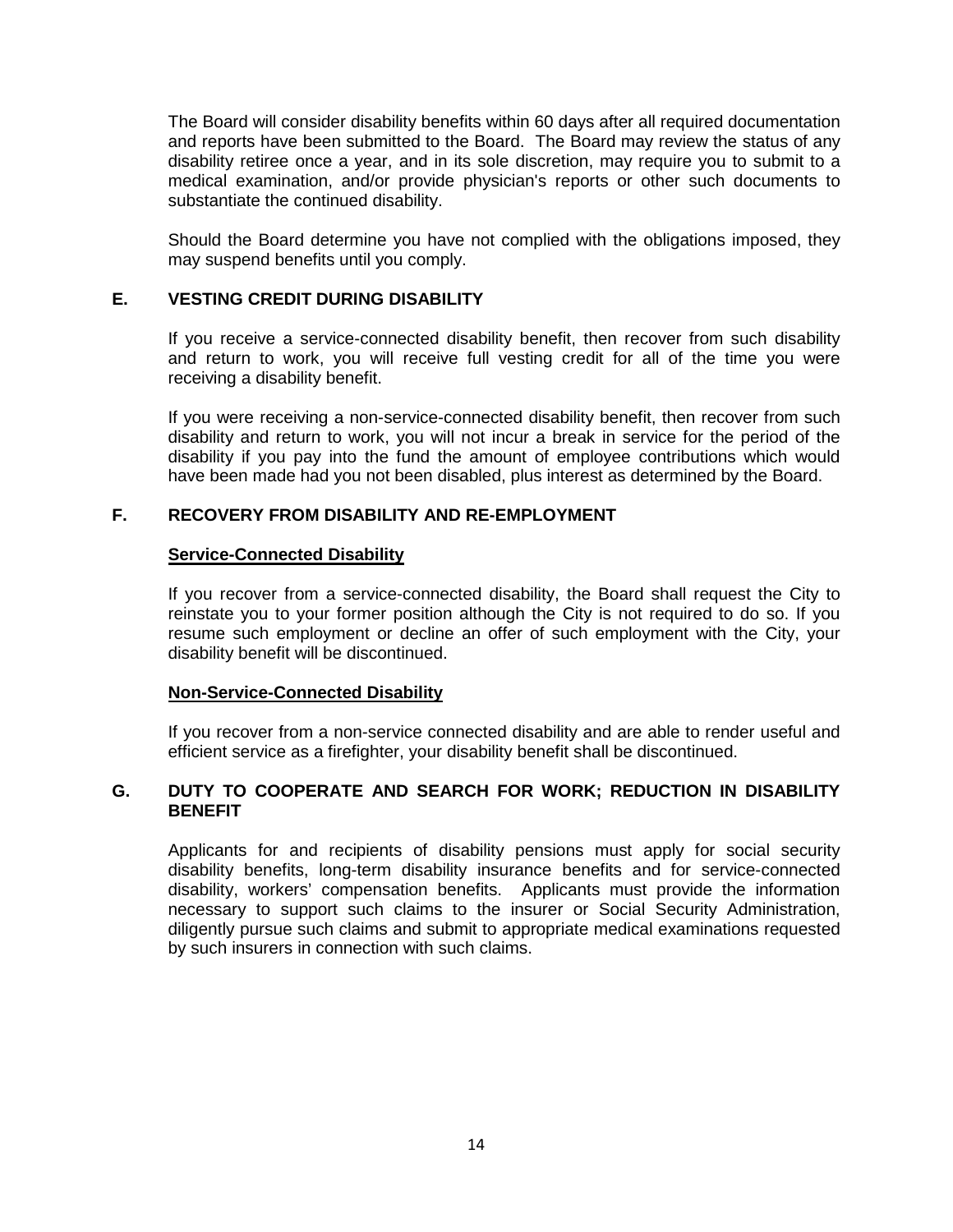The Board will consider disability benefits within 60 days after all required documentation and reports have been submitted to the Board. The Board may review the status of any disability retiree once a year, and in its sole discretion, may require you to submit to a medical examination, and/or provide physician's reports or other such documents to substantiate the continued disability.

Should the Board determine you have not complied with the obligations imposed, they may suspend benefits until you comply.

### E. VESTING CREDIT DURING DISABILITY

If you receive a service-connected disability benefit, then recover from such disability and return to work, you will receive full vesting credit for all of the time you were receiving a disability benefit.

If you were receiving a non-service-connected disability benefit, then recover from such disability and return to work, you will not incur a break in service for the period of the disability if you pay into the fund the amount of employee contributions which would have been made had you not been disabled, plus interest as determined by the Board.

### F. RECOVERY FROM DISABILITY AND RE-EMPLOYMENT

**Service-Connected Disability**

If you recover from a service-connected disability, the Board shall request the City to reinstate you to your former position although the City is not required to do so. If you resume such employment or decline an offer of such employment with the City, your disability benefit will be discontinued.

**Non-Service-Connected Disability**

If you recover from a non-service connected disability and are able to render useful and efficient service as a firefighter, your disability benefit shall be discontinued.

### G. DUTY TO COOPERATE AND SEARCH FOR WORK; REDUCTION IN DISABILITY BENEFIT

Applicants for and recipients of disability pensions must apply for social security disability benefits, long-term disability insurance benefits and for service-connected disability, workers' compensation benefits. Applicants must provide the information necessary to support such claims to the insurer or Social Security Administration, diligently pursue such claims and submit to appropriate medical examinations requested by such insurers in connection with such claims.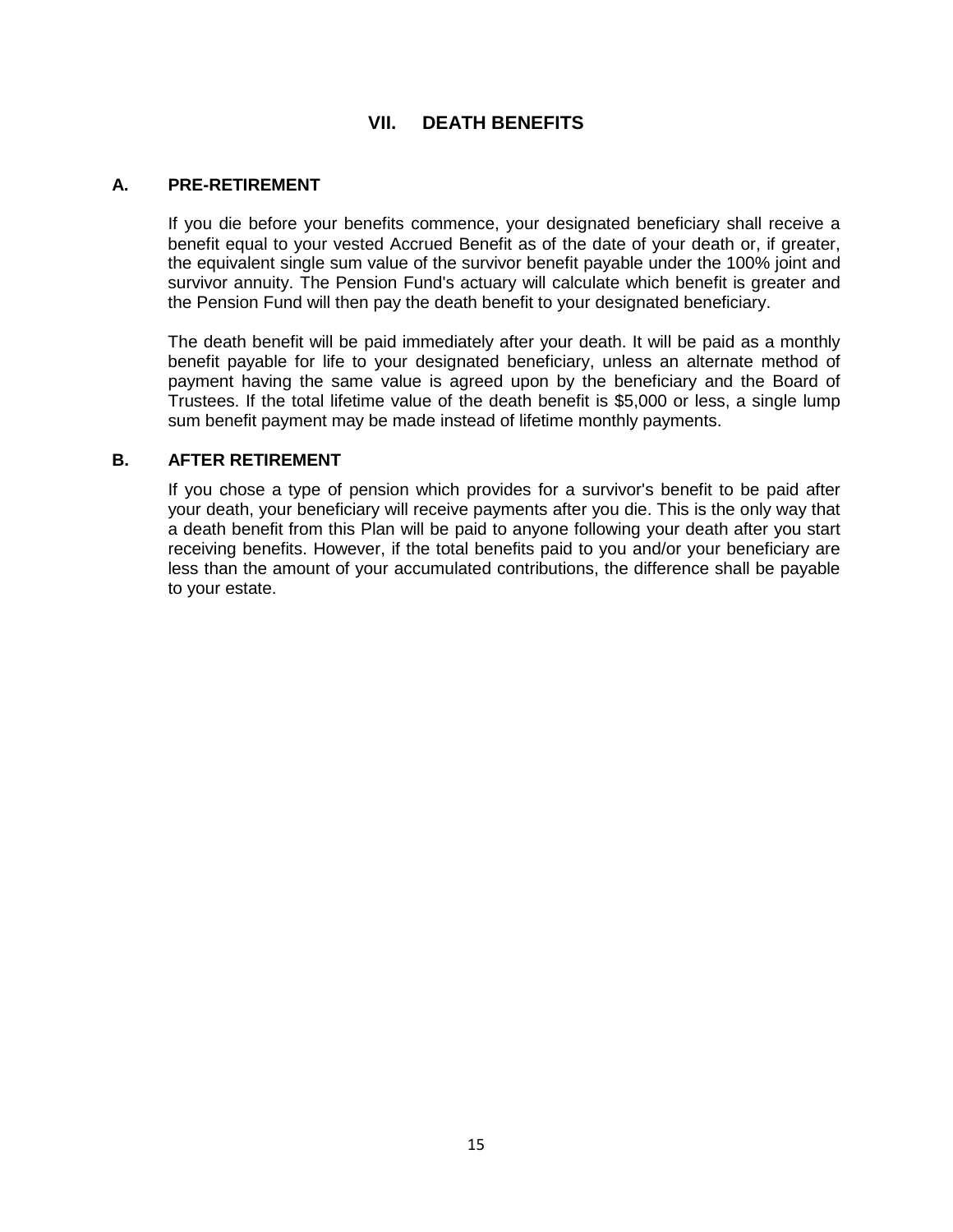# VII. DEATH BENEFITS

## A. PRE-RETIREMENT

If you die before your benefits commence, your designated beneficiary shall receive a benefit equal to your vested Accrued Benefit as of the date of your death or, if greater, the equivalent single sum value of the survivor benefit payable under the 100% joint and survivor annuity. The Pension Fund's actuary will calculate which benefit is greater and the Pension Fund will then pay the death benefit to your designated beneficiary.

The death benefit will be paid immediately after your death. It will be paid as a monthly benefit payable for life to your designated beneficiary, unless an alternate method of payment having the same value is agreed upon by the beneficiary and the Board of Trustees. If the total lifetime value of the death benefit is $5,000 or less, a single lump sum benefit payment may be made instead of lifetime monthly payments.

## B. AFTER RETIREMENT

If you chose a type of pension which provides for a survivor's benefit to be paid after your death, your beneficiary will receive payments after you die. This is the only way that a death benefit from this Plan will be paid to anyone following your death after you start receiving benefits. However, if the total benefits paid to you and/or your beneficiary are less than the amount of your accumulated contributions, the difference shall be payable to your estate.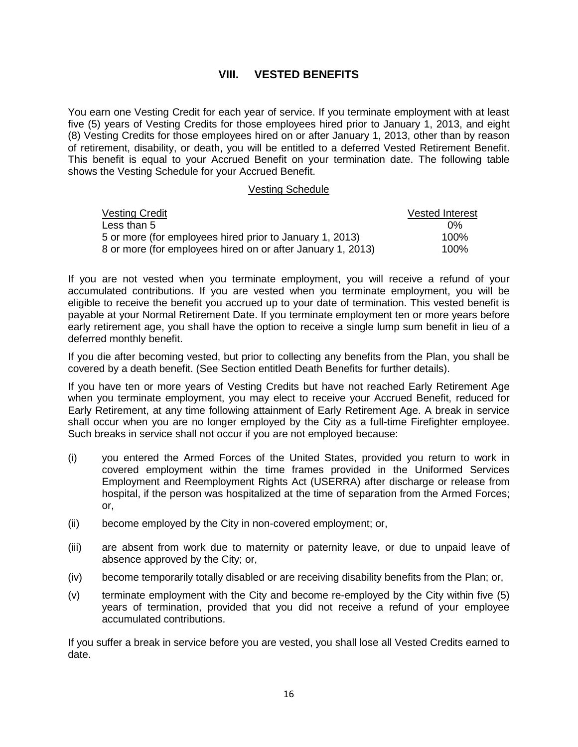# VIII. VESTED BENEFITS

You earn one Vesting Credit for each year of service. If you terminate employment with at least five (5) years of Vesting Credits for those employees hired prior to January 1, 2013, and eight (8) Vesting Credits for those employees hired on or after January 1, 2013, other than by reason of retirement, disability, or death, you will be entitled to a deferred Vested Retirement Benefit. This benefit is equal to your Accrued Benefit on your termination date. The following table shows the Vesting Schedule for your Accrued Benefit.

Vesting Schedule

| Vesting Credit | Vested Interest |
|---|---|
| Less than 5 | 0% |
| 5 or more (for employees hired prior to January 1, 2013) | 100% |
| 8 or more (for employees hired on or after January 1, 2013) | 100% |

If you are not vested when you terminate employment, you will receive a refund of your accumulated contributions. If you are vested when you terminate employment, you will be eligible to receive the benefit you accrued up to your date of termination. This vested benefit is payable at your Normal Retirement Date. If you terminate employment ten or more years before early retirement age, you shall have the option to receive a single lump sum benefit in lieu of a deferred monthly benefit.

If you die after becoming vested, but prior to collecting any benefits from the Plan, you shall be covered by a death benefit. (See Section entitled Death Benefits for further details).

If you have ten or more years of Vesting Credits but have not reached Early Retirement Age when you terminate employment, you may elect to receive your Accrued Benefit, reduced for Early Retirement, at any time following attainment of Early Retirement Age. A break in service shall occur when you are no longer employed by the City as a full-time Firefighter employee. Such breaks in service shall not occur if you are not employed because:

(i) you entered the Armed Forces of the United States, provided you return to work in covered employment within the time frames provided in the Uniformed Services Employment and Reemployment Rights Act (USERRA) after discharge or release from hospital, if the person was hospitalized at the time of separation from the Armed Forces; or,

(ii) become employed by the City in non-covered employment; or,

(iii) are absent from work due to maternity or paternity leave, or due to unpaid leave of absence approved by the City; or,

(iv) become temporarily totally disabled or are receiving disability benefits from the Plan; or,

(v) terminate employment with the City and become re-employed by the City within five (5) years of termination, provided that you did not receive a refund of your employee accumulated contributions.

If you suffer a break in service before you are vested, you shall lose all Vested Credits earned to date.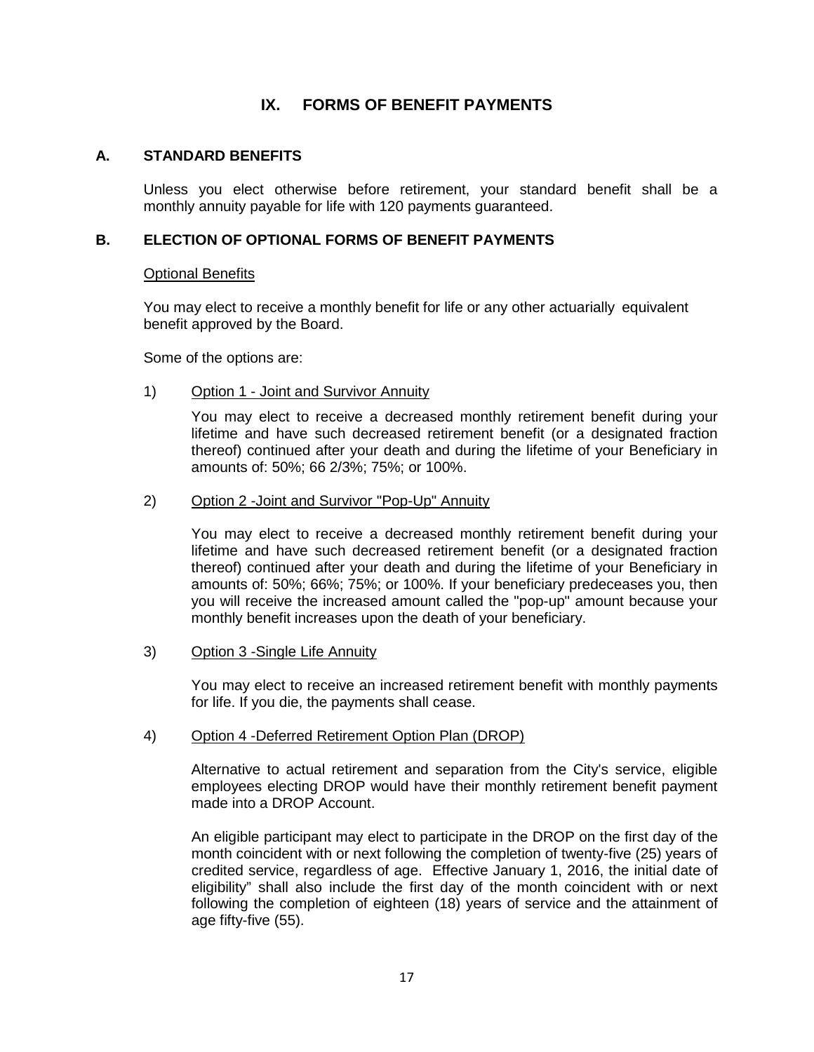## IX. FORMS OF BENEFIT PAYMENTS

### A. STANDARD BENEFITS

Unless you elect otherwise before retirement, your standard benefit shall be a monthly annuity payable for life with 120 payments guaranteed.

### B. ELECTION OF OPTIONAL FORMS OF BENEFIT PAYMENTS

<u>Optional Benefits</u>

You may elect to receive a monthly benefit for life or any other actuarially equivalent benefit approved by the Board.

Some of the options are:

1) <u>Option 1 - Joint and Survivor Annuity</u>

   You may elect to receive a decreased monthly retirement benefit during your lifetime and have such decreased retirement benefit (or a designated fraction thereof) continued after your death and during the lifetime of your Beneficiary in amounts of: 50%; 66 2/3%; 75%; or 100%.

2) <u>Option 2 -Joint and Survivor "Pop-Up" Annuity</u>

   You may elect to receive a decreased monthly retirement benefit during your lifetime and have such decreased retirement benefit (or a designated fraction thereof) continued after your death and during the lifetime of your Beneficiary in amounts of: 50%; 66%; 75%; or 100%. If your beneficiary predeceases you, then you will receive the increased amount called the "pop-up" amount because your monthly benefit increases upon the death of your beneficiary.

3) <u>Option 3 -Single Life Annuity</u>

   You may elect to receive an increased retirement benefit with monthly payments for life. If you die, the payments shall cease.

4) <u>Option 4 -Deferred Retirement Option Plan (DROP)</u>

   Alternative to actual retirement and separation from the City's service, eligible employees electing DROP would have their monthly retirement benefit payment made into a DROP Account.

   An eligible participant may elect to participate in the DROP on the first day of the month coincident with or next following the completion of twenty-five (25) years of credited service, regardless of age. Effective January 1, 2016, the initial date of eligibility" shall also include the first day of the month coincident with or next following the completion of eighteen (18) years of service and the attainment of age fifty-five (55).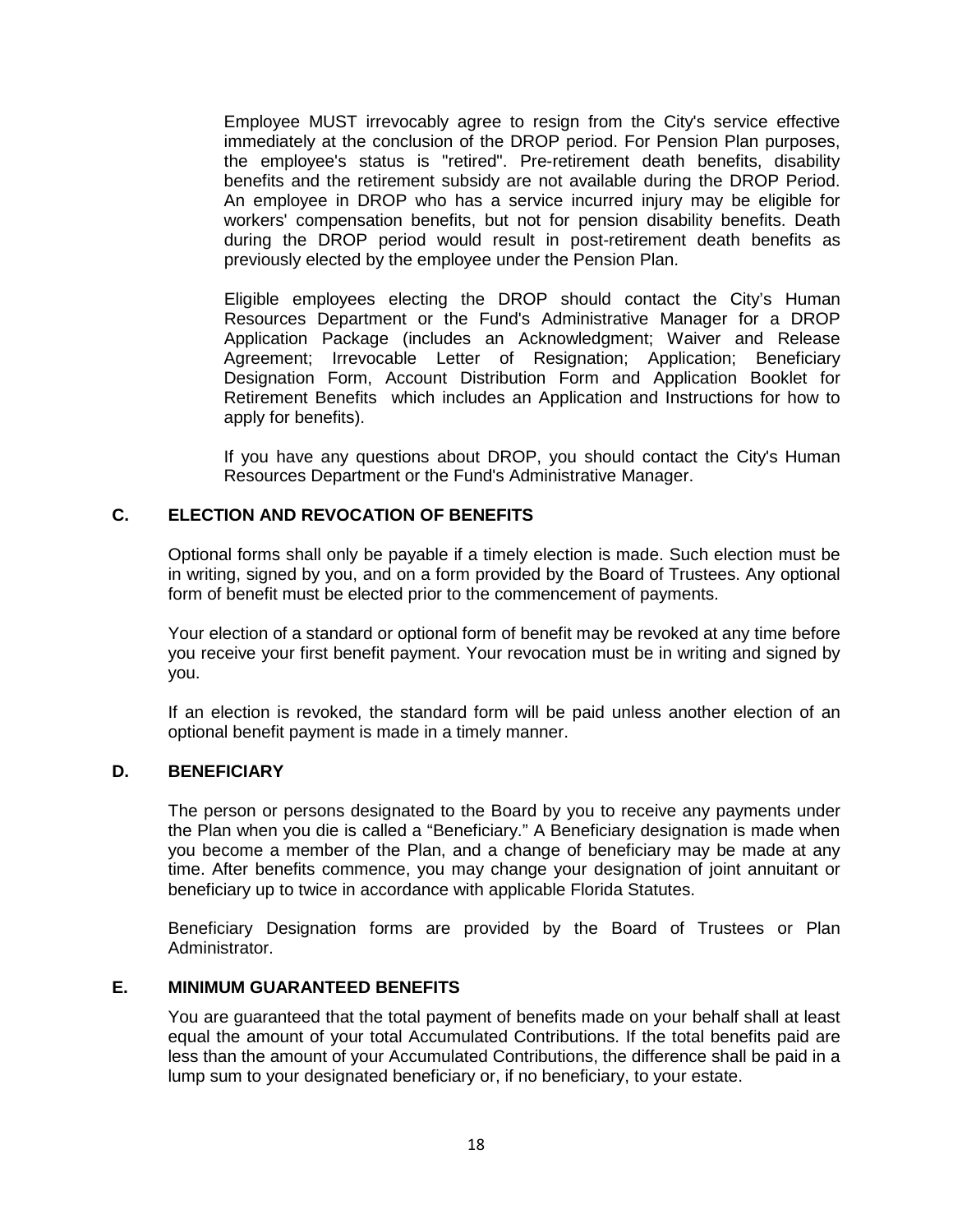Employee MUST irrevocably agree to resign from the City's service effective immediately at the conclusion of the DROP period. For Pension Plan purposes, the employee's status is "retired". Pre-retirement death benefits, disability benefits and the retirement subsidy are not available during the DROP Period. An employee in DROP who has a service incurred injury may be eligible for workers' compensation benefits, but not for pension disability benefits. Death during the DROP period would result in post-retirement death benefits as previously elected by the employee under the Pension Plan.

Eligible employees electing the DROP should contact the City's Human Resources Department or the Fund's Administrative Manager for a DROP Application Package (includes an Acknowledgment; Waiver and Release Agreement; Irrevocable Letter of Resignation; Application; Beneficiary Designation Form, Account Distribution Form and Application Booklet for Retirement Benefits which includes an Application and Instructions for how to apply for benefits).

If you have any questions about DROP, you should contact the City's Human Resources Department or the Fund's Administrative Manager.

## C. ELECTION AND REVOCATION OF BENEFITS

Optional forms shall only be payable if a timely election is made. Such election must be in writing, signed by you, and on a form provided by the Board of Trustees. Any optional form of benefit must be elected prior to the commencement of payments.

Your election of a standard or optional form of benefit may be revoked at any time before you receive your first benefit payment. Your revocation must be in writing and signed by you.

If an election is revoked, the standard form will be paid unless another election of an optional benefit payment is made in a timely manner.

## D. BENEFICIARY

The person or persons designated to the Board by you to receive any payments under the Plan when you die is called a "Beneficiary." A Beneficiary designation is made when you become a member of the Plan, and a change of beneficiary may be made at any time. After benefits commence, you may change your designation of joint annuitant or beneficiary up to twice in accordance with applicable Florida Statutes.

Beneficiary Designation forms are provided by the Board of Trustees or Plan Administrator.

## E. MINIMUM GUARANTEED BENEFITS

You are guaranteed that the total payment of benefits made on your behalf shall at least equal the amount of your total Accumulated Contributions. If the total benefits paid are less than the amount of your Accumulated Contributions, the difference shall be paid in a lump sum to your designated beneficiary or, if no beneficiary, to your estate.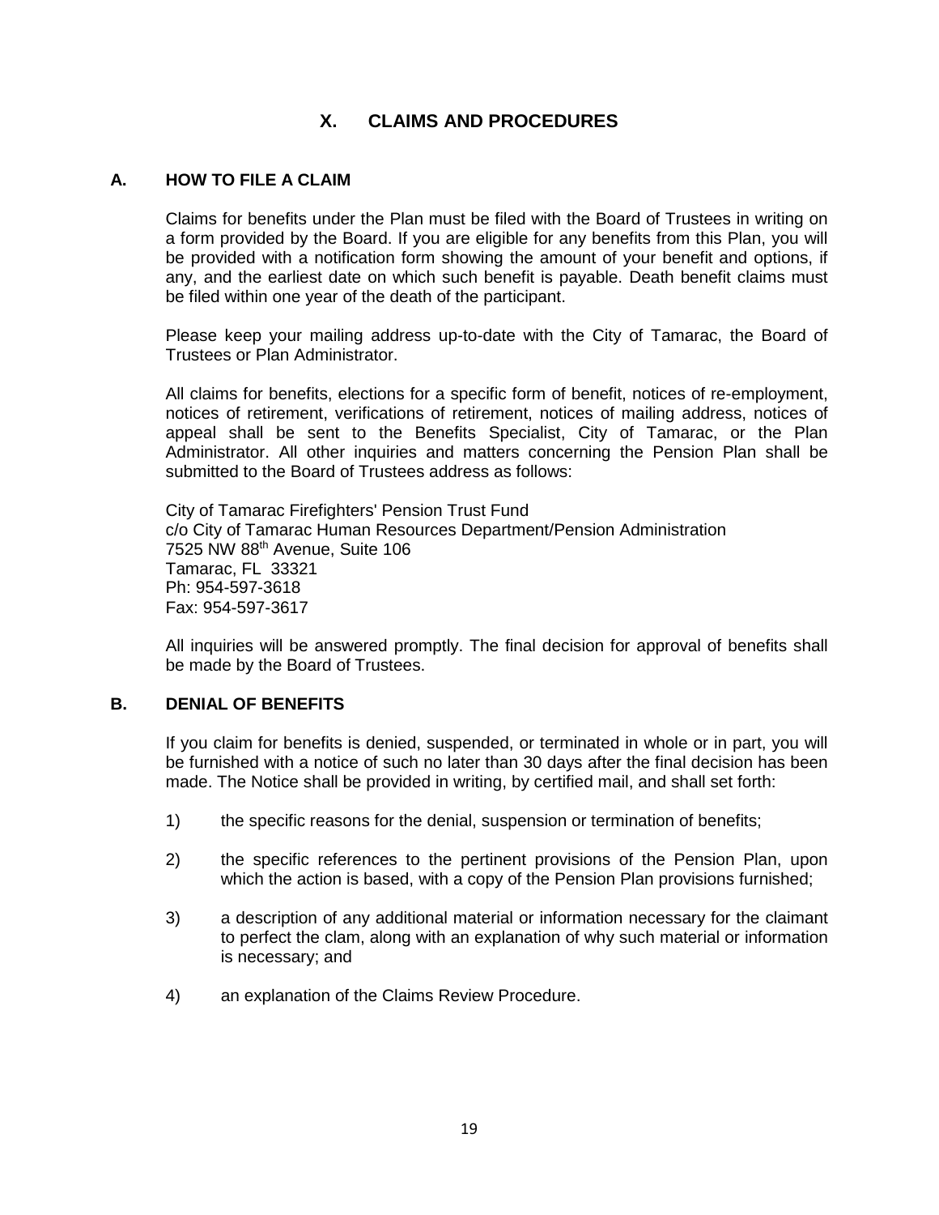# X. CLAIMS AND PROCEDURES

## A. HOW TO FILE A CLAIM

Claims for benefits under the Plan must be filed with the Board of Trustees in writing on a form provided by the Board. If you are eligible for any benefits from this Plan, you will be provided with a notification form showing the amount of your benefit and options, if any, and the earliest date on which such benefit is payable. Death benefit claims must be filed within one year of the death of the participant.

Please keep your mailing address up-to-date with the City of Tamarac, the Board of Trustees or Plan Administrator.

All claims for benefits, elections for a specific form of benefit, notices of re-employment, notices of retirement, verifications of retirement, notices of mailing address, notices of appeal shall be sent to the Benefits Specialist, City of Tamarac, or the Plan Administrator. All other inquiries and matters concerning the Pension Plan shall be submitted to the Board of Trustees address as follows:

City of Tamarac Firefighters' Pension Trust Fund
c/o City of Tamarac Human Resources Department/Pension Administration
7525 NW 88th Avenue, Suite 106
Tamarac, FL 33321
Ph: 954-597-3618
Fax: 954-597-3617

All inquiries will be answered promptly. The final decision for approval of benefits shall be made by the Board of Trustees.

## B. DENIAL OF BENEFITS

If you claim for benefits is denied, suspended, or terminated in whole or in part, you will be furnished with a notice of such no later than 30 days after the final decision has been made. The Notice shall be provided in writing, by certified mail, and shall set forth:

1) the specific reasons for the denial, suspension or termination of benefits;

2) the specific references to the pertinent provisions of the Pension Plan, upon which the action is based, with a copy of the Pension Plan provisions furnished;

3) a description of any additional material or information necessary for the claimant to perfect the clam, along with an explanation of why such material or information is necessary; and

4) an explanation of the Claims Review Procedure.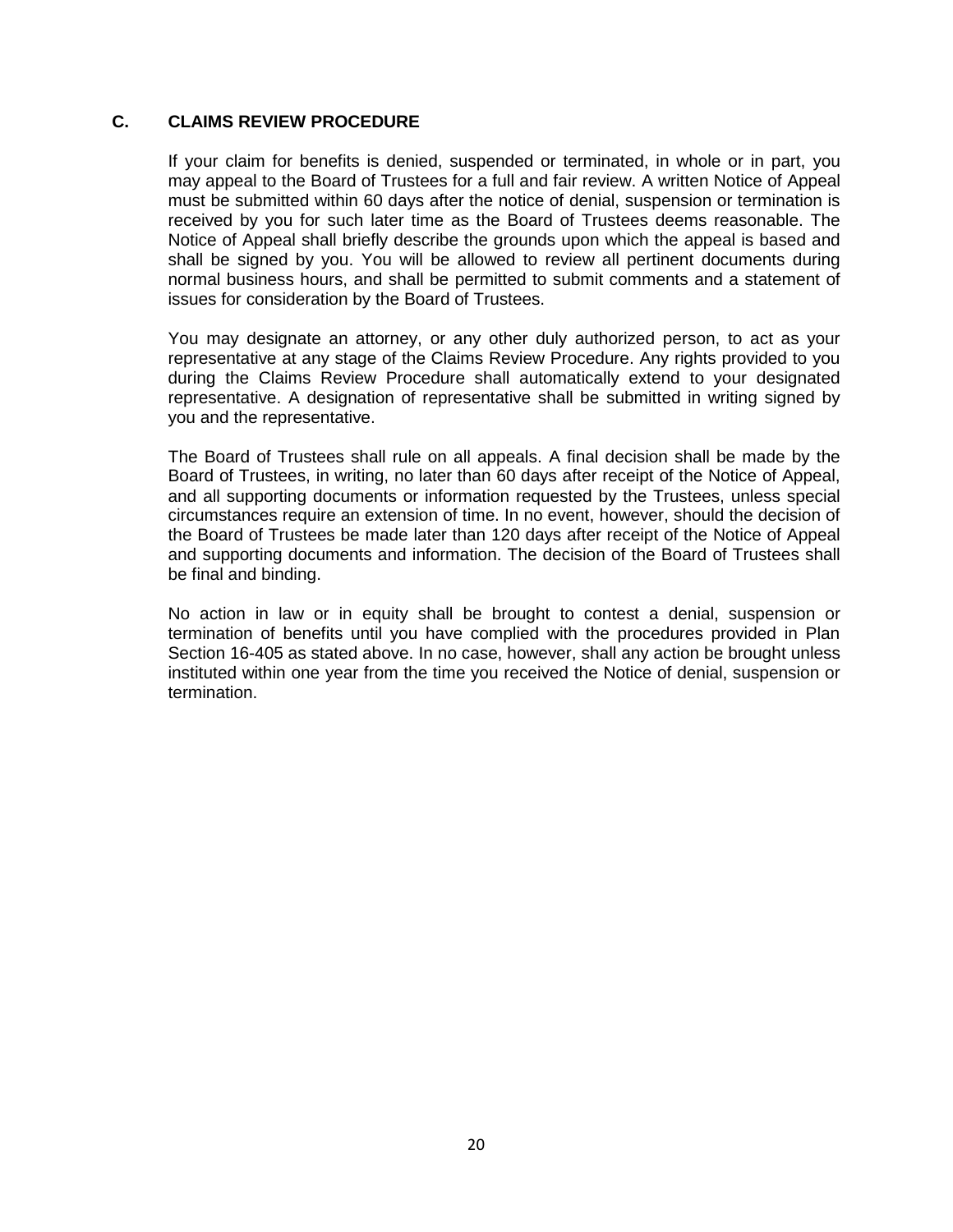## C. CLAIMS REVIEW PROCEDURE

If your claim for benefits is denied, suspended or terminated, in whole or in part, you may appeal to the Board of Trustees for a full and fair review. A written Notice of Appeal must be submitted within 60 days after the notice of denial, suspension or termination is received by you for such later time as the Board of Trustees deems reasonable. The Notice of Appeal shall briefly describe the grounds upon which the appeal is based and shall be signed by you. You will be allowed to review all pertinent documents during normal business hours, and shall be permitted to submit comments and a statement of issues for consideration by the Board of Trustees.

You may designate an attorney, or any other duly authorized person, to act as your representative at any stage of the Claims Review Procedure. Any rights provided to you during the Claims Review Procedure shall automatically extend to your designated representative. A designation of representative shall be submitted in writing signed by you and the representative.

The Board of Trustees shall rule on all appeals. A final decision shall be made by the Board of Trustees, in writing, no later than 60 days after receipt of the Notice of Appeal, and all supporting documents or information requested by the Trustees, unless special circumstances require an extension of time. In no event, however, should the decision of the Board of Trustees be made later than 120 days after receipt of the Notice of Appeal and supporting documents and information. The decision of the Board of Trustees shall be final and binding.

No action in law or in equity shall be brought to contest a denial, suspension or termination of benefits until you have complied with the procedures provided in Plan Section 16-405 as stated above. In no case, however, shall any action be brought unless instituted within one year from the time you received the Notice of denial, suspension or termination.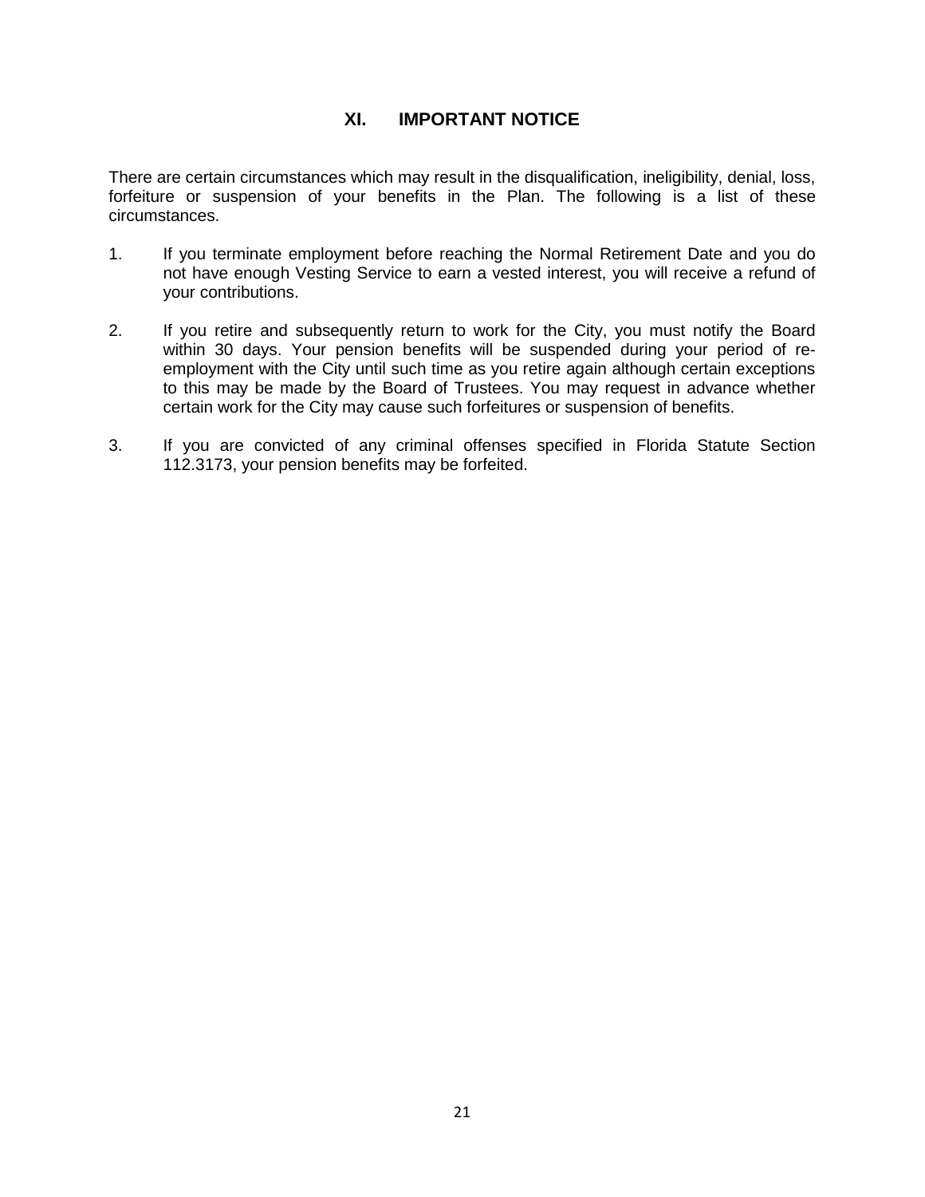## XI. IMPORTANT NOTICE

There are certain circumstances which may result in the disqualification, ineligibility, denial, loss, forfeiture or suspension of your benefits in the Plan. The following is a list of these circumstances.

1. If you terminate employment before reaching the Normal Retirement Date and you do not have enough Vesting Service to earn a vested interest, you will receive a refund of your contributions.

2. If you retire and subsequently return to work for the City, you must notify the Board within 30 days. Your pension benefits will be suspended during your period of re-employment with the City until such time as you retire again although certain exceptions to this may be made by the Board of Trustees. You may request in advance whether certain work for the City may cause such forfeitures or suspension of benefits.

3. If you are convicted of any criminal offenses specified in Florida Statute Section 112.3173, your pension benefits may be forfeited.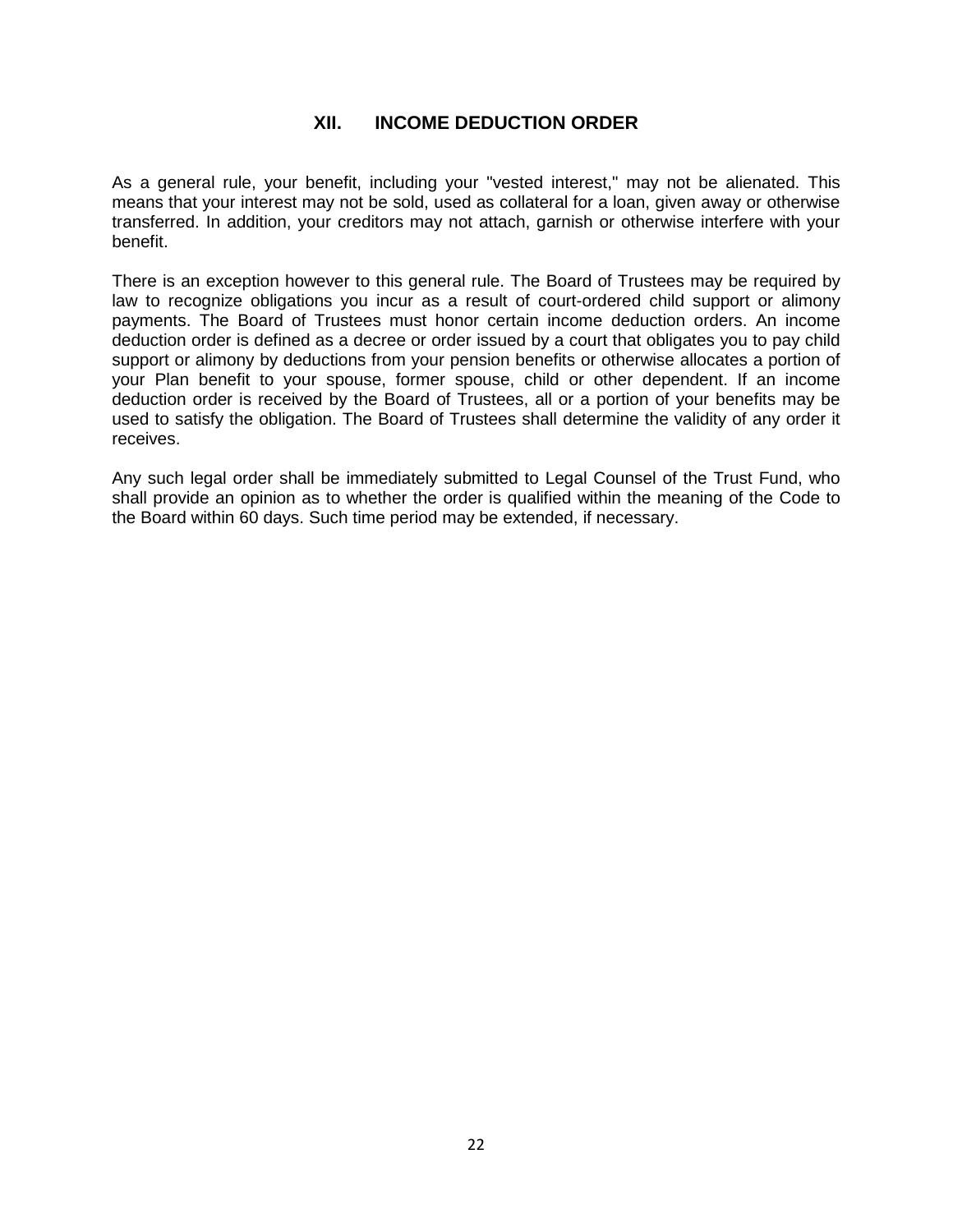# XII. INCOME DEDUCTION ORDER

As a general rule, your benefit, including your "vested interest," may not be alienated. This means that your interest may not be sold, used as collateral for a loan, given away or otherwise transferred. In addition, your creditors may not attach, garnish or otherwise interfere with your benefit.

There is an exception however to this general rule. The Board of Trustees may be required by law to recognize obligations you incur as a result of court-ordered child support or alimony payments. The Board of Trustees must honor certain income deduction orders. An income deduction order is defined as a decree or order issued by a court that obligates you to pay child support or alimony by deductions from your pension benefits or otherwise allocates a portion of your Plan benefit to your spouse, former spouse, child or other dependent. If an income deduction order is received by the Board of Trustees, all or a portion of your benefits may be used to satisfy the obligation. The Board of Trustees shall determine the validity of any order it receives.

Any such legal order shall be immediately submitted to Legal Counsel of the Trust Fund, who shall provide an opinion as to whether the order is qualified within the meaning of the Code to the Board within 60 days. Such time period may be extended, if necessary.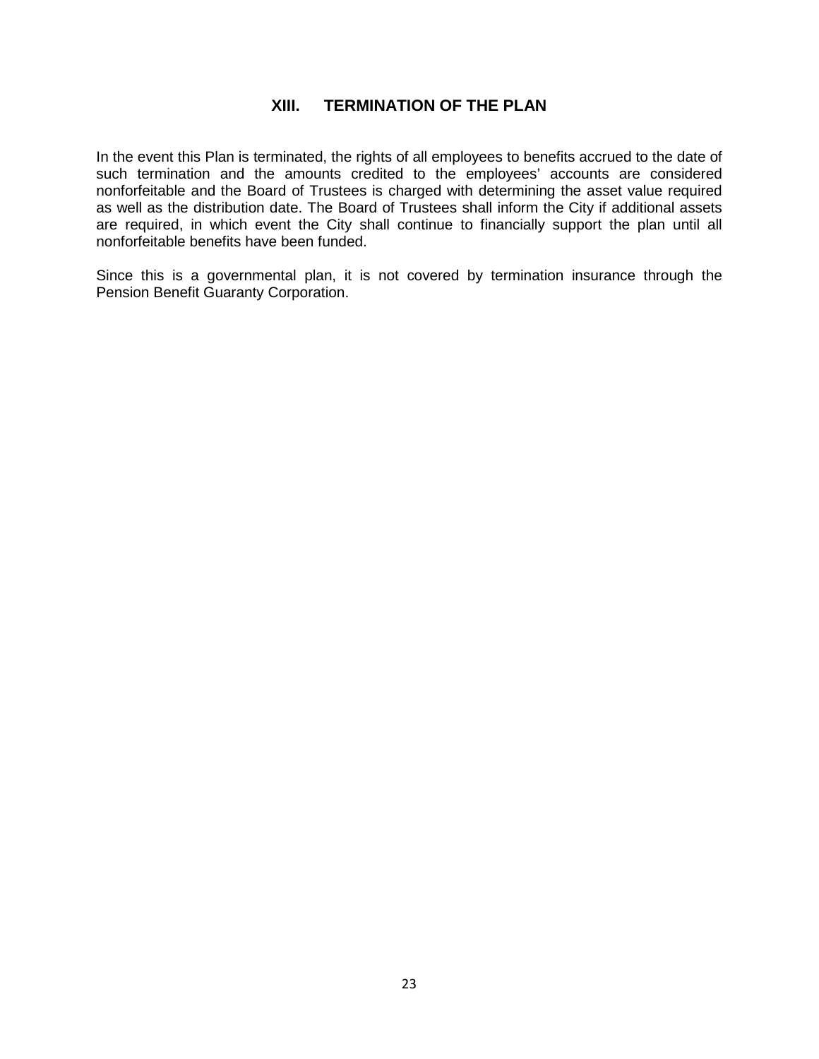# XIII. TERMINATION OF THE PLAN

In the event this Plan is terminated, the rights of all employees to benefits accrued to the date of such termination and the amounts credited to the employees' accounts are considered nonforfeitable and the Board of Trustees is charged with determining the asset value required as well as the distribution date. The Board of Trustees shall inform the City if additional assets are required, in which event the City shall continue to financially support the plan until all nonforfeitable benefits have been funded.

Since this is a governmental plan, it is not covered by termination insurance through the Pension Benefit Guaranty Corporation.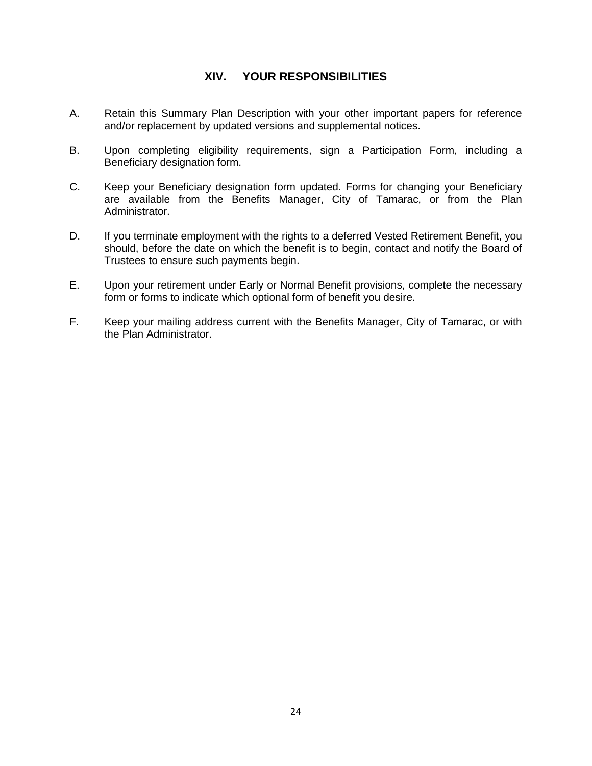## XIV. YOUR RESPONSIBILITIES

A. Retain this Summary Plan Description with your other important papers for reference and/or replacement by updated versions and supplemental notices.

B. Upon completing eligibility requirements, sign a Participation Form, including a Beneficiary designation form.

C. Keep your Beneficiary designation form updated. Forms for changing your Beneficiary are available from the Benefits Manager, City of Tamarac, or from the Plan Administrator.

D. If you terminate employment with the rights to a deferred Vested Retirement Benefit, you should, before the date on which the benefit is to begin, contact and notify the Board of Trustees to ensure such payments begin.

E. Upon your retirement under Early or Normal Benefit provisions, complete the necessary form or forms to indicate which optional form of benefit you desire.

F. Keep your mailing address current with the Benefits Manager, City of Tamarac, or with the Plan Administrator.